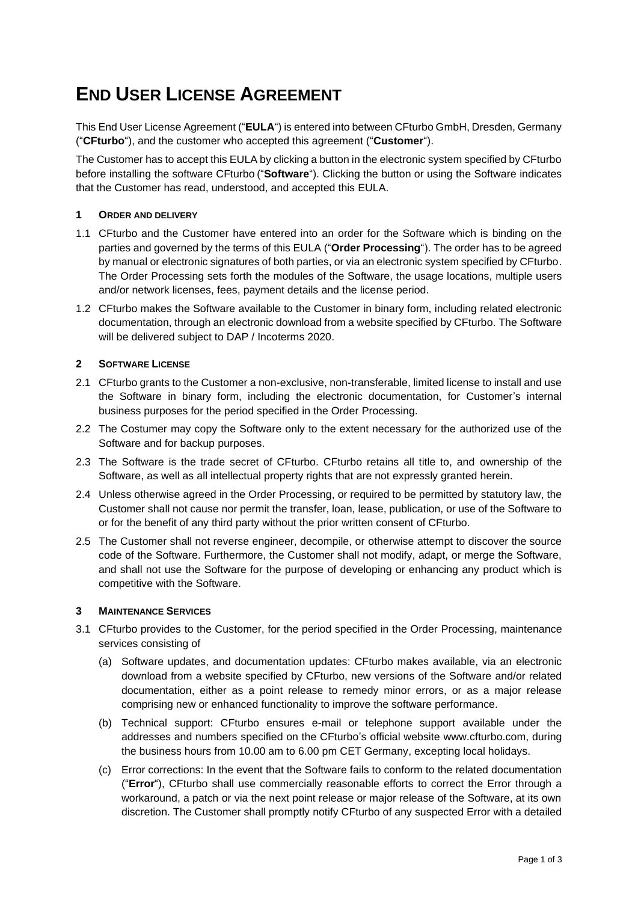# END USER LICENSE AGREEMENT

This End User License Agreement ("**EULA**") is entered into between CFturbo GmbH, Dresden, Germany ("**CFturbo**"), and the customer who accepted this agreement ("**Customer**").

The Customer has to accept this EULA by clicking a button in the electronic system specified by CFturbo before installing the software CFturbo ("**Software**"). Clicking the button or using the Software indicates that the Customer has read, understood, and accepted this EULA.

### 1 ORDER AND DELIVERY

1.1 CFturbo and the Customer have entered into an order for the Software which is binding on the parties and governed by the terms of this EULA ("**Order Processing**"). The order has to be agreed by manual or electronic signatures of both parties, or via an electronic system specified by CFturbo. The Order Processing sets forth the modules of the Software, the usage locations, multiple users and/or network licenses, fees, payment details and the license period.

1.2 CFturbo makes the Software available to the Customer in binary form, including related electronic documentation, through an electronic download from a website specified by CFturbo. The Software will be delivered subject to DAP / Incoterms 2020.

### 2 SOFTWARE LICENSE

2.1 CFturbo grants to the Customer a non-exclusive, non-transferable, limited license to install and use the Software in binary form, including the electronic documentation, for Customer's internal business purposes for the period specified in the Order Processing.

2.2 The Costumer may copy the Software only to the extent necessary for the authorized use of the Software and for backup purposes.

2.3 The Software is the trade secret of CFturbo. CFturbo retains all title to, and ownership of the Software, as well as all intellectual property rights that are not expressly granted herein.

2.4 Unless otherwise agreed in the Order Processing, or required to be permitted by statutory law, the Customer shall not cause nor permit the transfer, loan, lease, publication, or use of the Software to or for the benefit of any third party without the prior written consent of CFturbo.

2.5 The Customer shall not reverse engineer, decompile, or otherwise attempt to discover the source code of the Software. Furthermore, the Customer shall not modify, adapt, or merge the Software, and shall not use the Software for the purpose of developing or enhancing any product which is competitive with the Software.

### 3 MAINTENANCE SERVICES

3.1 CFturbo provides to the Customer, for the period specified in the Order Processing, maintenance services consisting of

(a) Software updates, and documentation updates: CFturbo makes available, via an electronic download from a website specified by CFturbo, new versions of the Software and/or related documentation, either as a point release to remedy minor errors, or as a major release comprising new or enhanced functionality to improve the software performance.

(b) Technical support: CFturbo ensures e-mail or telephone support available under the addresses and numbers specified on the CFturbo's official website www.cfturbo.com, during the business hours from 10.00 am to 6.00 pm CET Germany, excepting local holidays.

(c) Error corrections: In the event that the Software fails to conform to the related documentation ("**Error**"), CFturbo shall use commercially reasonable efforts to correct the Error through a workaround, a patch or via the next point release or major release of the Software, at its own discretion. The Customer shall promptly notify CFturbo of any suspected Error with a detailed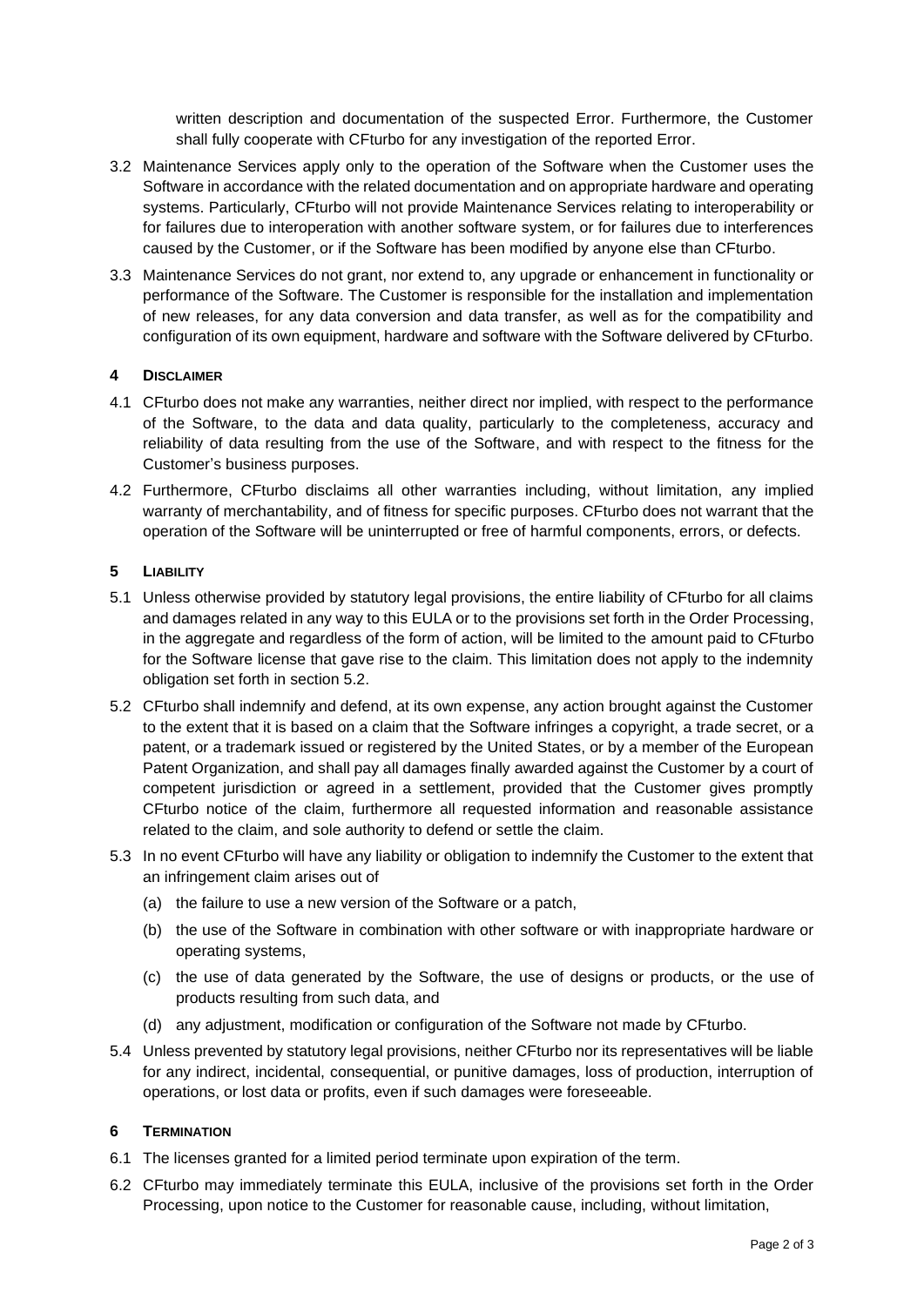written description and documentation of the suspected Error. Furthermore, the Customer shall fully cooperate with CFturbo for any investigation of the reported Error.

3.2 Maintenance Services apply only to the operation of the Software when the Customer uses the Software in accordance with the related documentation and on appropriate hardware and operating systems. Particularly, CFturbo will not provide Maintenance Services relating to interoperability or for failures due to interoperation with another software system, or for failures due to interferences caused by the Customer, or if the Software has been modified by anyone else than CFturbo.

3.3 Maintenance Services do not grant, nor extend to, any upgrade or enhancement in functionality or performance of the Software. The Customer is responsible for the installation and implementation of new releases, for any data conversion and data transfer, as well as for the compatibility and configuration of its own equipment, hardware and software with the Software delivered by CFturbo.

## 4 Disclaimer

4.1 CFturbo does not make any warranties, neither direct nor implied, with respect to the performance of the Software, to the data and data quality, particularly to the completeness, accuracy and reliability of data resulting from the use of the Software, and with respect to the fitness for the Customer's business purposes.

4.2 Furthermore, CFturbo disclaims all other warranties including, without limitation, any implied warranty of merchantability, and of fitness for specific purposes. CFturbo does not warrant that the operation of the Software will be uninterrupted or free of harmful components, errors, or defects.

## 5 Liability

5.1 Unless otherwise provided by statutory legal provisions, the entire liability of CFturbo for all claims and damages related in any way to this EULA or to the provisions set forth in the Order Processing, in the aggregate and regardless of the form of action, will be limited to the amount paid to CFturbo for the Software license that gave rise to the claim. This limitation does not apply to the indemnity obligation set forth in section 5.2.

5.2 CFturbo shall indemnify and defend, at its own expense, any action brought against the Customer to the extent that it is based on a claim that the Software infringes a copyright, a trade secret, or a patent, or a trademark issued or registered by the United States, or by a member of the European Patent Organization, and shall pay all damages finally awarded against the Customer by a court of competent jurisdiction or agreed in a settlement, provided that the Customer gives promptly CFturbo notice of the claim, furthermore all requested information and reasonable assistance related to the claim, and sole authority to defend or settle the claim.

5.3 In no event CFturbo will have any liability or obligation to indemnify the Customer to the extent that an infringement claim arises out of

(a) the failure to use a new version of the Software or a patch,

(b) the use of the Software in combination with other software or with inappropriate hardware or operating systems,

(c) the use of data generated by the Software, the use of designs or products, or the use of products resulting from such data, and

(d) any adjustment, modification or configuration of the Software not made by CFturbo.

5.4 Unless prevented by statutory legal provisions, neither CFturbo nor its representatives will be liable for any indirect, incidental, consequential, or punitive damages, loss of production, interruption of operations, or lost data or profits, even if such damages were foreseeable.

## 6 Termination

6.1 The licenses granted for a limited period terminate upon expiration of the term.

6.2 CFturbo may immediately terminate this EULA, inclusive of the provisions set forth in the Order Processing, upon notice to the Customer for reasonable cause, including, without limitation,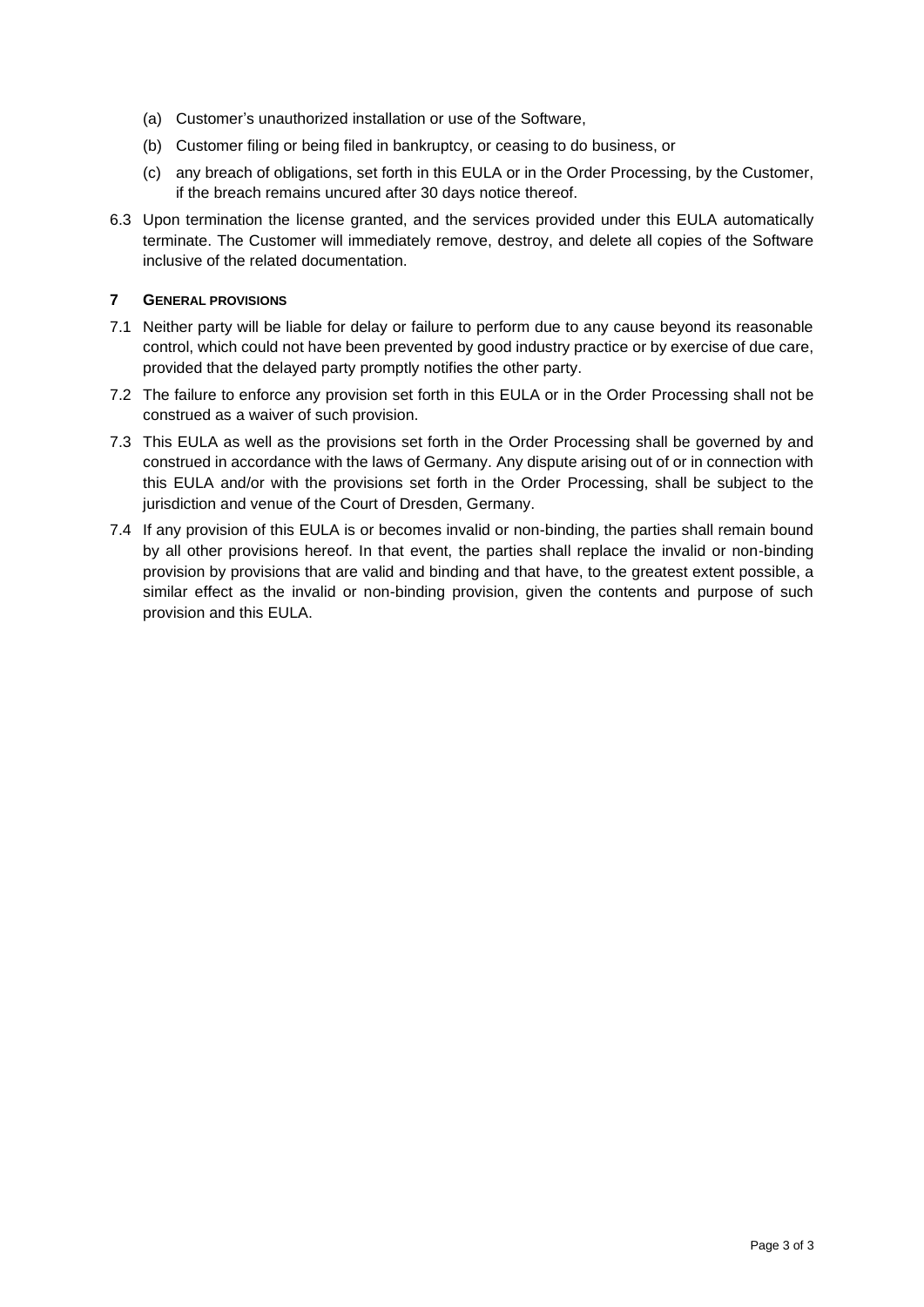(a) Customer's unauthorized installation or use of the Software,

(b) Customer filing or being filed in bankruptcy, or ceasing to do business, or

(c) any breach of obligations, set forth in this EULA or in the Order Processing, by the Customer, if the breach remains uncured after 30 days notice thereof.

6.3 Upon termination the license granted, and the services provided under this EULA automatically terminate. The Customer will immediately remove, destroy, and delete all copies of the Software inclusive of the related documentation.

## 7 GENERAL PROVISIONS

7.1 Neither party will be liable for delay or failure to perform due to any cause beyond its reasonable control, which could not have been prevented by good industry practice or by exercise of due care, provided that the delayed party promptly notifies the other party.

7.2 The failure to enforce any provision set forth in this EULA or in the Order Processing shall not be construed as a waiver of such provision.

7.3 This EULA as well as the provisions set forth in the Order Processing shall be governed by and construed in accordance with the laws of Germany. Any dispute arising out of or in connection with this EULA and/or with the provisions set forth in the Order Processing, shall be subject to the jurisdiction and venue of the Court of Dresden, Germany.

7.4 If any provision of this EULA is or becomes invalid or non-binding, the parties shall remain bound by all other provisions hereof. In that event, the parties shall replace the invalid or non-binding provision by provisions that are valid and binding and that have, to the greatest extent possible, a similar effect as the invalid or non-binding provision, given the contents and purpose of such provision and this EULA.